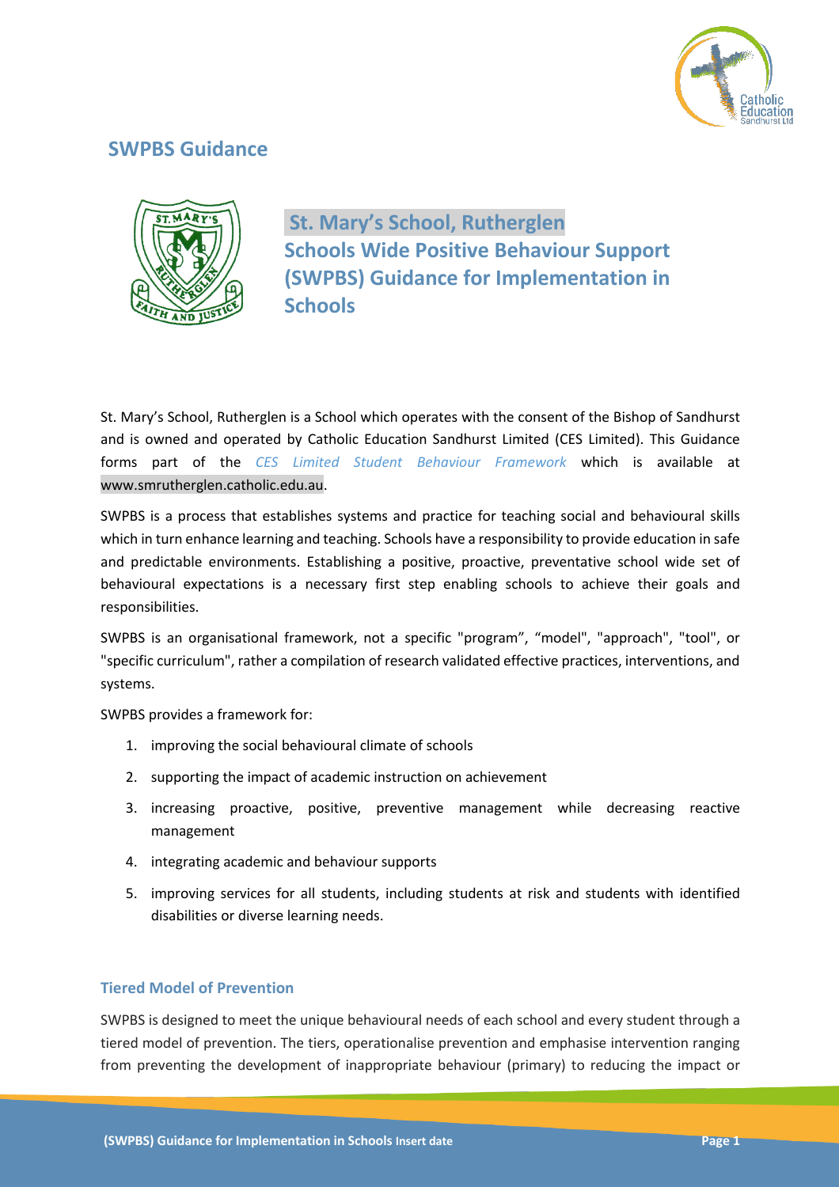## SWPBS Guidance

# St. Mary's School, Rutherglen
# Schools Wide Positive Behaviour Support (SWPBS) Guidance for Implementation in Schools

St. Mary's School, Rutherglen is a School which operates with the consent of the Bishop of Sandhurst and is owned and operated by Catholic Education Sandhurst Limited (CES Limited). This Guidance forms part of the *CES Limited Student Behaviour Framework* which is available at www.smrutherglen.catholic.edu.au.

SWPBS is a process that establishes systems and practice for teaching social and behavioural skills which in turn enhance learning and teaching. Schools have a responsibility to provide education in safe and predictable environments. Establishing a positive, proactive, preventative school wide set of behavioural expectations is a necessary first step enabling schools to achieve their goals and responsibilities.

SWPBS is an organisational framework, not a specific "program", "model", "approach", "tool", or "specific curriculum", rather a compilation of research validated effective practices, interventions, and systems.

SWPBS provides a framework for:

1. improving the social behavioural climate of schools
2. supporting the impact of academic instruction on achievement
3. increasing proactive, positive, preventive management while decreasing reactive management
4. integrating academic and behaviour supports
5. improving services for all students, including students at risk and students with identified disabilities or diverse learning needs.

### Tiered Model of Prevention

SWPBS is designed to meet the unique behavioural needs of each school and every student through a tiered model of prevention. The tiers, operationalise prevention and emphasise intervention ranging from preventing the development of inappropriate behaviour (primary) to reducing the impact or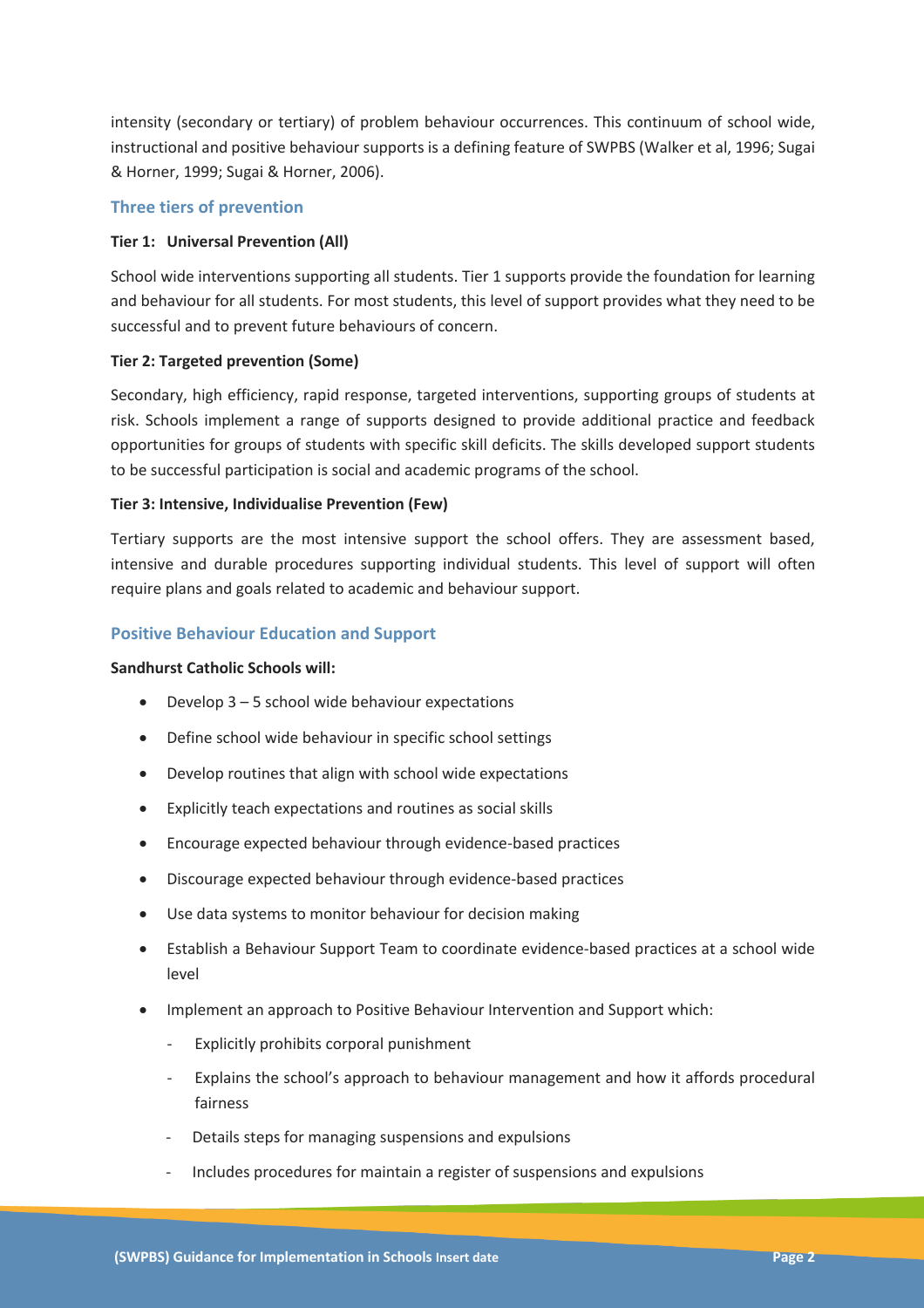intensity (secondary or tertiary) of problem behaviour occurrences. This continuum of school wide, instructional and positive behaviour supports is a defining feature of SWPBS (Walker et al, 1996; Sugai & Horner, 1999; Sugai & Horner, 2006).

## Three tiers of prevention

**Tier 1: Universal Prevention (All)**

School wide interventions supporting all students. Tier 1 supports provide the foundation for learning and behaviour for all students. For most students, this level of support provides what they need to be successful and to prevent future behaviours of concern.

**Tier 2: Targeted prevention (Some)**

Secondary, high efficiency, rapid response, targeted interventions, supporting groups of students at risk. Schools implement a range of supports designed to provide additional practice and feedback opportunities for groups of students with specific skill deficits. The skills developed support students to be successful participation is social and academic programs of the school.

**Tier 3: Intensive, Individualise Prevention (Few)**

Tertiary supports are the most intensive support the school offers. They are assessment based, intensive and durable procedures supporting individual students. This level of support will often require plans and goals related to academic and behaviour support.

## Positive Behaviour Education and Support

**Sandhurst Catholic Schools will:**

- Develop 3 – 5 school wide behaviour expectations
- Define school wide behaviour in specific school settings
- Develop routines that align with school wide expectations
- Explicitly teach expectations and routines as social skills
- Encourage expected behaviour through evidence-based practices
- Discourage expected behaviour through evidence-based practices
- Use data systems to monitor behaviour for decision making
- Establish a Behaviour Support Team to coordinate evidence-based practices at a school wide level
- Implement an approach to Positive Behaviour Intervention and Support which:
  - Explicitly prohibits corporal punishment
  - Explains the school's approach to behaviour management and how it affords procedural fairness
  - Details steps for managing suspensions and expulsions
  - Includes procedures for maintain a register of suspensions and expulsions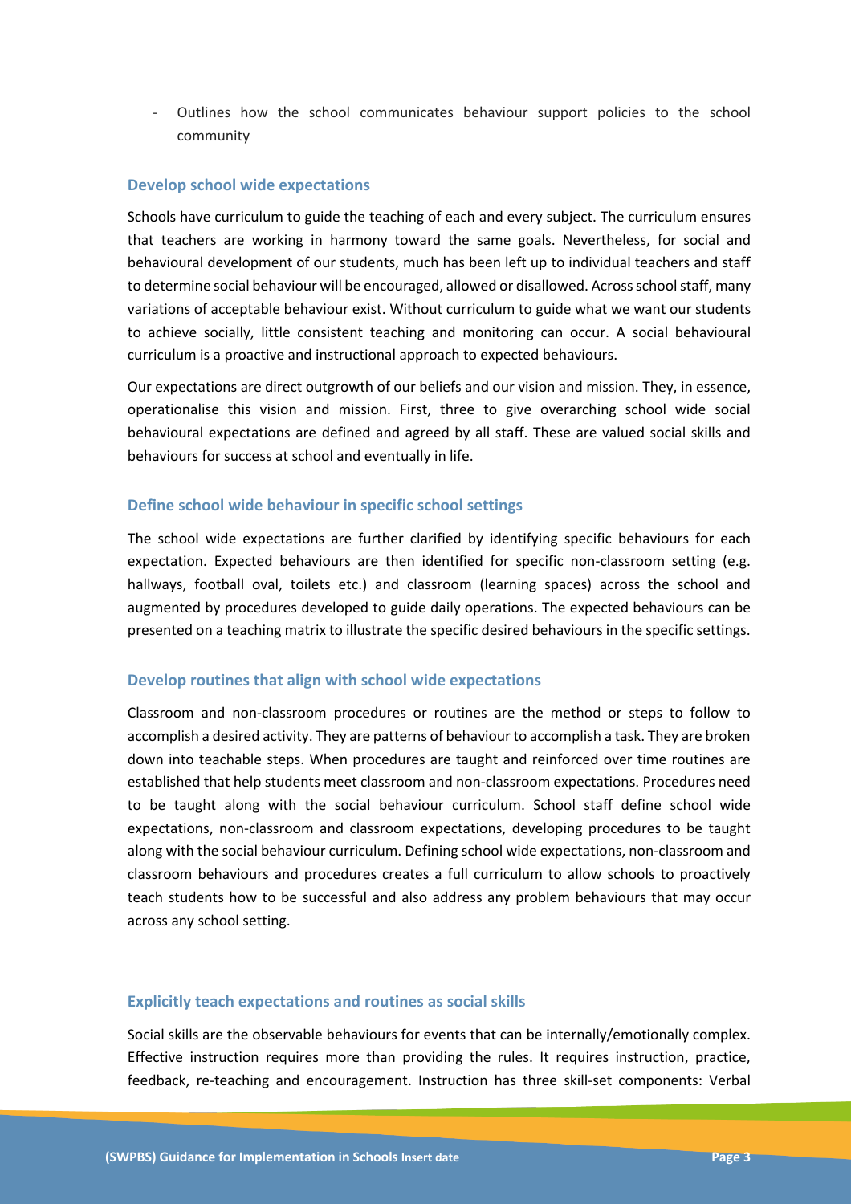- Outlines how the school communicates behaviour support policies to the school community

### Develop school wide expectations

Schools have curriculum to guide the teaching of each and every subject. The curriculum ensures that teachers are working in harmony toward the same goals. Nevertheless, for social and behavioural development of our students, much has been left up to individual teachers and staff to determine social behaviour will be encouraged, allowed or disallowed. Across school staff, many variations of acceptable behaviour exist. Without curriculum to guide what we want our students to achieve socially, little consistent teaching and monitoring can occur. A social behavioural curriculum is a proactive and instructional approach to expected behaviours.

Our expectations are direct outgrowth of our beliefs and our vision and mission. They, in essence, operationalise this vision and mission. First, three to give overarching school wide social behavioural expectations are defined and agreed by all staff. These are valued social skills and behaviours for success at school and eventually in life.

### Define school wide behaviour in specific school settings

The school wide expectations are further clarified by identifying specific behaviours for each expectation. Expected behaviours are then identified for specific non-classroom setting (e.g. hallways, football oval, toilets etc.) and classroom (learning spaces) across the school and augmented by procedures developed to guide daily operations. The expected behaviours can be presented on a teaching matrix to illustrate the specific desired behaviours in the specific settings.

### Develop routines that align with school wide expectations

Classroom and non-classroom procedures or routines are the method or steps to follow to accomplish a desired activity. They are patterns of behaviour to accomplish a task. They are broken down into teachable steps. When procedures are taught and reinforced over time routines are established that help students meet classroom and non-classroom expectations. Procedures need to be taught along with the social behaviour curriculum. School staff define school wide expectations, non-classroom and classroom expectations, developing procedures to be taught along with the social behaviour curriculum. Defining school wide expectations, non-classroom and classroom behaviours and procedures creates a full curriculum to allow schools to proactively teach students how to be successful and also address any problem behaviours that may occur across any school setting.

### Explicitly teach expectations and routines as social skills

Social skills are the observable behaviours for events that can be internally/emotionally complex. Effective instruction requires more than providing the rules. It requires instruction, practice, feedback, re-teaching and encouragement. Instruction has three skill-set components: Verbal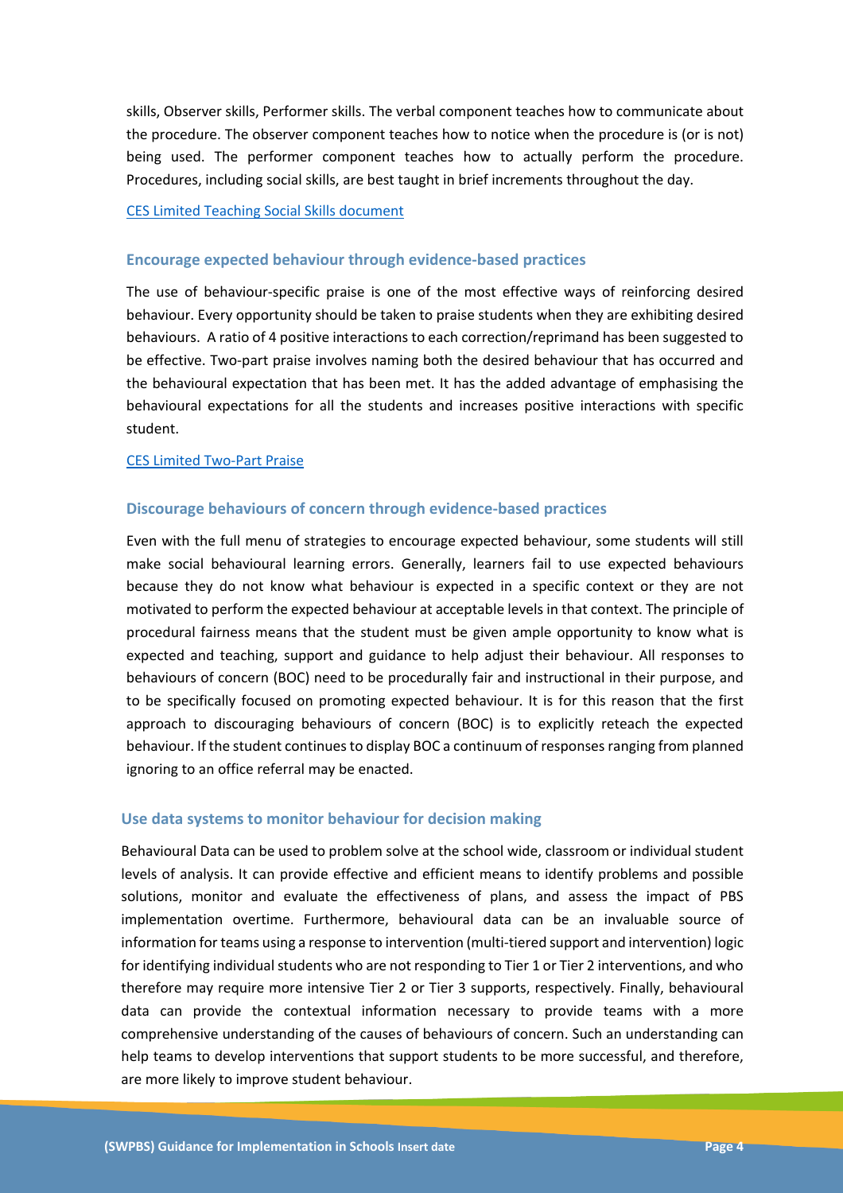skills, Observer skills, Performer skills. The verbal component teaches how to communicate about the procedure. The observer component teaches how to notice when the procedure is (or is not) being used. The performer component teaches how to actually perform the procedure. Procedures, including social skills, are best taught in brief increments throughout the day.

CES Limited Teaching Social Skills document

### Encourage expected behaviour through evidence-based practices

The use of behaviour-specific praise is one of the most effective ways of reinforcing desired behaviour. Every opportunity should be taken to praise students when they are exhibiting desired behaviours. A ratio of 4 positive interactions to each correction/reprimand has been suggested to be effective. Two-part praise involves naming both the desired behaviour that has occurred and the behavioural expectation that has been met. It has the added advantage of emphasising the behavioural expectations for all the students and increases positive interactions with specific student.

CES Limited Two-Part Praise

### Discourage behaviours of concern through evidence-based practices

Even with the full menu of strategies to encourage expected behaviour, some students will still make social behavioural learning errors. Generally, learners fail to use expected behaviours because they do not know what behaviour is expected in a specific context or they are not motivated to perform the expected behaviour at acceptable levels in that context. The principle of procedural fairness means that the student must be given ample opportunity to know what is expected and teaching, support and guidance to help adjust their behaviour. All responses to behaviours of concern (BOC) need to be procedurally fair and instructional in their purpose, and to be specifically focused on promoting expected behaviour. It is for this reason that the first approach to discouraging behaviours of concern (BOC) is to explicitly reteach the expected behaviour. If the student continues to display BOC a continuum of responses ranging from planned ignoring to an office referral may be enacted.

### Use data systems to monitor behaviour for decision making

Behavioural Data can be used to problem solve at the school wide, classroom or individual student levels of analysis. It can provide effective and efficient means to identify problems and possible solutions, monitor and evaluate the effectiveness of plans, and assess the impact of PBS implementation overtime. Furthermore, behavioural data can be an invaluable source of information for teams using a response to intervention (multi-tiered support and intervention) logic for identifying individual students who are not responding to Tier 1 or Tier 2 interventions, and who therefore may require more intensive Tier 2 or Tier 3 supports, respectively. Finally, behavioural data can provide the contextual information necessary to provide teams with a more comprehensive understanding of the causes of behaviours of concern. Such an understanding can help teams to develop interventions that support students to be more successful, and therefore, are more likely to improve student behaviour.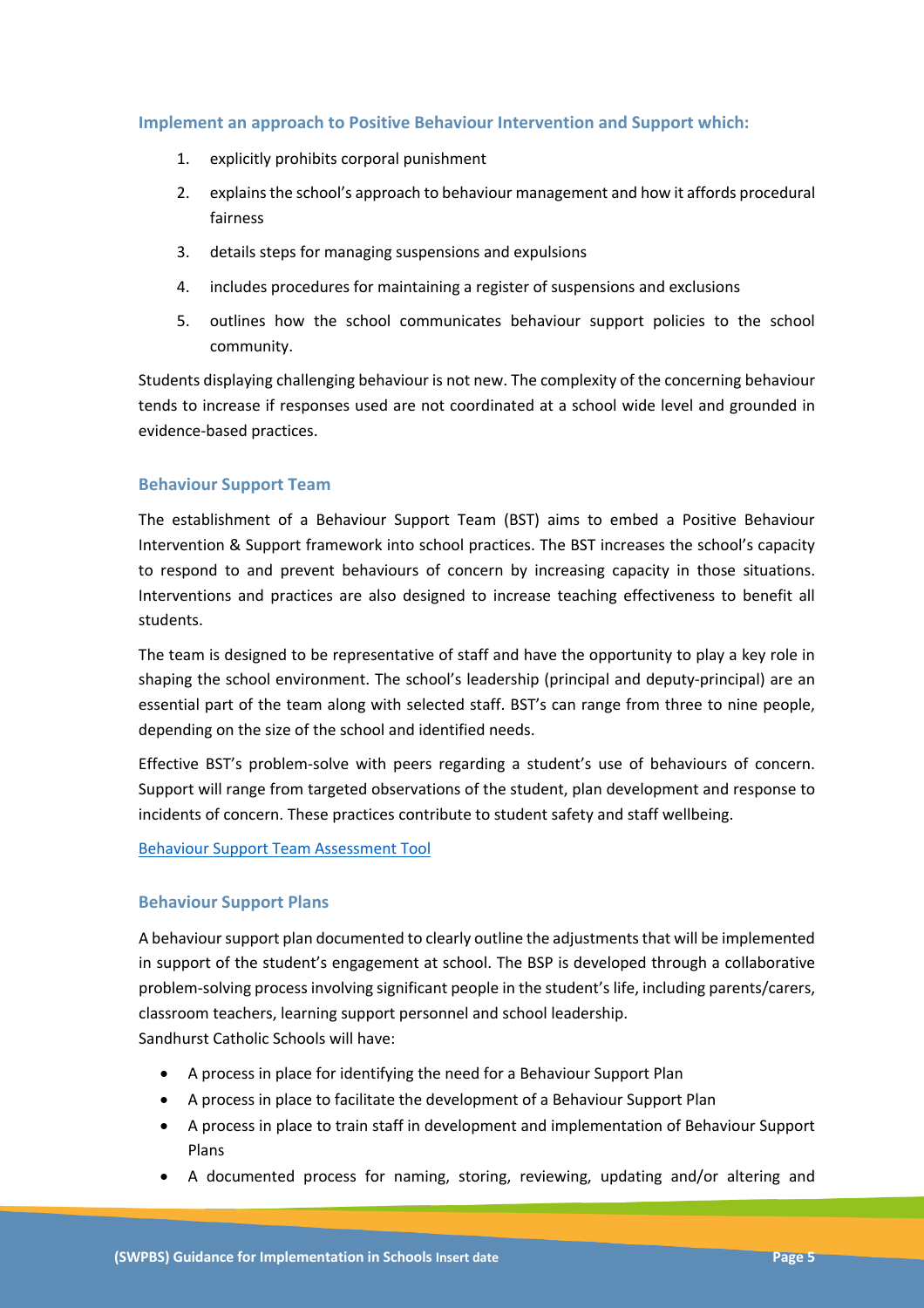### Implement an approach to Positive Behaviour Intervention and Support which:

1. explicitly prohibits corporal punishment
2. explains the school's approach to behaviour management and how it affords procedural fairness
3. details steps for managing suspensions and expulsions
4. includes procedures for maintaining a register of suspensions and exclusions
5. outlines how the school communicates behaviour support policies to the school community.

Students displaying challenging behaviour is not new. The complexity of the concerning behaviour tends to increase if responses used are not coordinated at a school wide level and grounded in evidence-based practices.

### Behaviour Support Team

The establishment of a Behaviour Support Team (BST) aims to embed a Positive Behaviour Intervention & Support framework into school practices. The BST increases the school's capacity to respond to and prevent behaviours of concern by increasing capacity in those situations. Interventions and practices are also designed to increase teaching effectiveness to benefit all students.

The team is designed to be representative of staff and have the opportunity to play a key role in shaping the school environment. The school's leadership (principal and deputy-principal) are an essential part of the team along with selected staff. BST's can range from three to nine people, depending on the size of the school and identified needs.

Effective BST's problem-solve with peers regarding a student's use of behaviours of concern. Support will range from targeted observations of the student, plan development and response to incidents of concern. These practices contribute to student safety and staff wellbeing.

[Behaviour Support Team Assessment Tool]

### Behaviour Support Plans

A behaviour support plan documented to clearly outline the adjustments that will be implemented in support of the student's engagement at school. The BSP is developed through a collaborative problem-solving process involving significant people in the student's life, including parents/carers, classroom teachers, learning support personnel and school leadership.
Sandhurst Catholic Schools will have:

- A process in place for identifying the need for a Behaviour Support Plan
- A process in place to facilitate the development of a Behaviour Support Plan
- A process in place to train staff in development and implementation of Behaviour Support Plans
- A documented process for naming, storing, reviewing, updating and/or altering and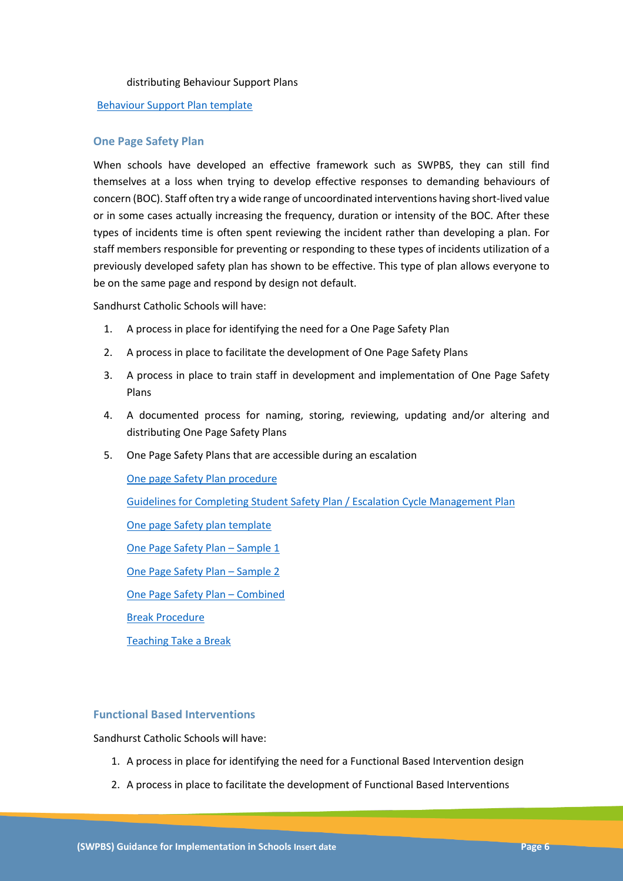distributing Behaviour Support Plans

Behaviour Support Plan template

### One Page Safety Plan

When schools have developed an effective framework such as SWPBS, they can still find themselves at a loss when trying to develop effective responses to demanding behaviours of concern (BOC). Staff often try a wide range of uncoordinated interventions having short-lived value or in some cases actually increasing the frequency, duration or intensity of the BOC. After these types of incidents time is often spent reviewing the incident rather than developing a plan. For staff members responsible for preventing or responding to these types of incidents utilization of a previously developed safety plan has shown to be effective. This type of plan allows everyone to be on the same page and respond by design not default.

Sandhurst Catholic Schools will have:

1. A process in place for identifying the need for a One Page Safety Plan
2. A process in place to facilitate the development of One Page Safety Plans
3. A process in place to train staff in development and implementation of One Page Safety Plans
4. A documented process for naming, storing, reviewing, updating and/or altering and distributing One Page Safety Plans
5. One Page Safety Plans that are accessible during an escalation

   One page Safety Plan procedure

   Guidelines for Completing Student Safety Plan / Escalation Cycle Management Plan

   One page Safety plan template

   One Page Safety Plan – Sample 1

   One Page Safety Plan – Sample 2

   One Page Safety Plan – Combined

   Break Procedure

   Teaching Take a Break

### Functional Based Interventions

Sandhurst Catholic Schools will have:

1. A process in place for identifying the need for a Functional Based Intervention design
2. A process in place to facilitate the development of Functional Based Interventions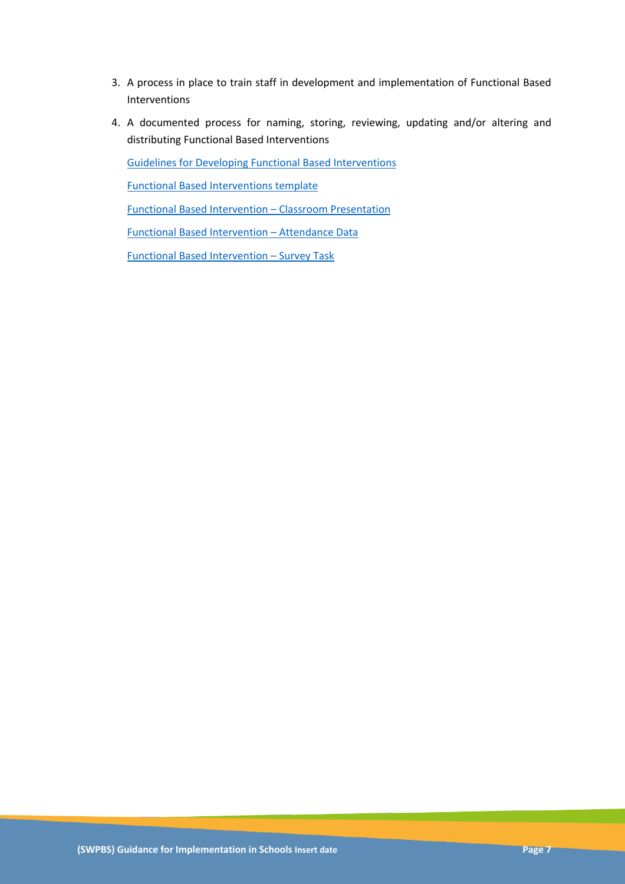3. A process in place to train staff in development and implementation of Functional Based Interventions
4. A documented process for naming, storing, reviewing, updating and/or altering and distributing Functional Based Interventions

   Guidelines for Developing Functional Based Interventions

   Functional Based Interventions template

   Functional Based Intervention – Classroom Presentation

   Functional Based Intervention – Attendance Data

   Functional Based Intervention – Survey Task